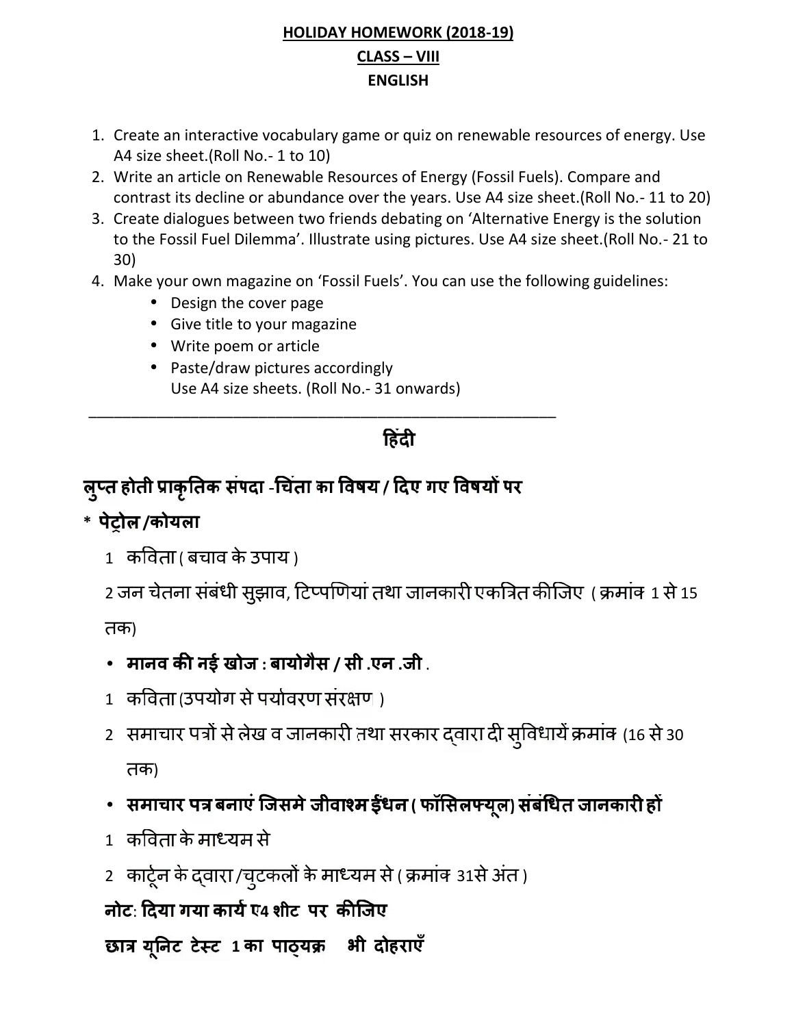# HOLIDAY HOMEWORK (2018-19)

## CLASS – VIII

## ENGLISH

1. Create an interactive vocabulary game or quiz on renewable resources of energy. Use A4 size sheet.(Roll No.- 1 to 10)
2. Write an article on Renewable Resources of Energy (Fossil Fuels). Compare and contrast its decline or abundance over the years. Use A4 size sheet.(Roll No.- 11 to 20)
3. Create dialogues between two friends debating on 'Alternative Energy is the solution to the Fossil Fuel Dilemma'. Illustrate using pictures. Use A4 size sheet.(Roll No.- 21 to 30)
4. Make your own magazine on 'Fossil Fuels'. You can use the following guidelines:
   - Design the cover page
   - Give title to your magazine
   - Write poem or article
   - Paste/draw pictures accordingly
     Use A4 size sheets. (Roll No.- 31 onwards)

---

## हिंदी

**लुप्त होती प्राकृतिक संपदा -चिंता का विषय / दिए गए विषयों पर**

**\* पेट्रोल /कोयला**

1 कविता ( बचाव के उपाय )

2 जन चेतना संबंधी सुझाव, टिप्पणियां तथा जानकारी एकत्रित कीजिए ( क्रमांक 1 से 15 तक)

- **मानव की नई खोज : बायोगैस / सी .एन .जी .**

1 कविता (उपयोग से पर्यावरण संरक्षण )

2 समाचार पत्रों से लेख व जानकारी तथा सरकार द्वारा दी सुविधायें क्रमांक (16 से 30 तक)

- **समाचार पत्र बनाएं जिसमे जीवाश्म ईंधन ( फॉसिलफ्यूल) संबंधित जानकारी हों**

1 कविता के माध्यम से

2 कार्टून के द्वारा /चुटकलों के माध्यम से ( क्रमांक 31से अंत )

**नोट: दिया गया कार्य ए4 शीट पर कीजिए**

**छात्र यूनिट टेस्ट 1 का पाठ्यक्र भी दोहराएँ**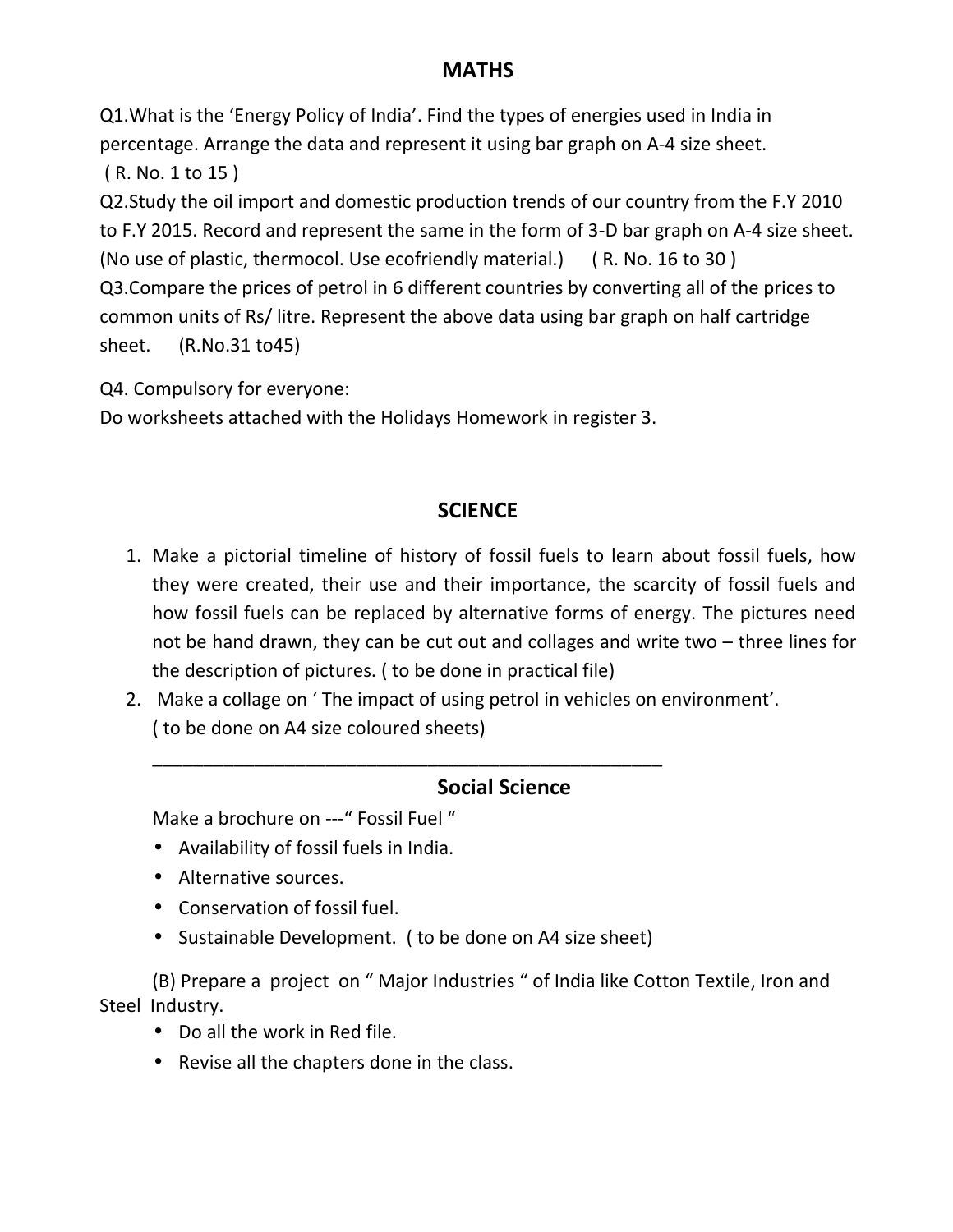## MATHS

Q1.What is the 'Energy Policy of India'. Find the types of energies used in India in percentage. Arrange the data and represent it using bar graph on A-4 size sheet.
( R. No. 1 to 15 )

Q2.Study the oil import and domestic production trends of our country from the F.Y 2010 to F.Y 2015. Record and represent the same in the form of 3-D bar graph on A-4 size sheet. (No use of plastic, thermocol. Use ecofriendly material.) ( R. No. 16 to 30 )

Q3.Compare the prices of petrol in 6 different countries by converting all of the prices to common units of Rs/ litre. Represent the above data using bar graph on half cartridge sheet. (R.No.31 to45)

Q4. Compulsory for everyone:
Do worksheets attached with the Holidays Homework in register 3.

## SCIENCE

1. Make a pictorial timeline of history of fossil fuels to learn about fossil fuels, how they were created, their use and their importance, the scarcity of fossil fuels and how fossil fuels can be replaced by alternative forms of energy. The pictures need not be hand drawn, they can be cut out and collages and write two – three lines for the description of pictures. ( to be done in practical file)
2. Make a collage on ' The impact of using petrol in vehicles on environment'. ( to be done on A4 size coloured sheets)

---

## Social Science

Make a brochure on ---" Fossil Fuel "

- Availability of fossil fuels in India.
- Alternative sources.
- Conservation of fossil fuel.
- Sustainable Development. ( to be done on A4 size sheet)

(B) Prepare a project on " Major Industries " of India like Cotton Textile, Iron and Steel Industry.

- Do all the work in Red file.
- Revise all the chapters done in the class.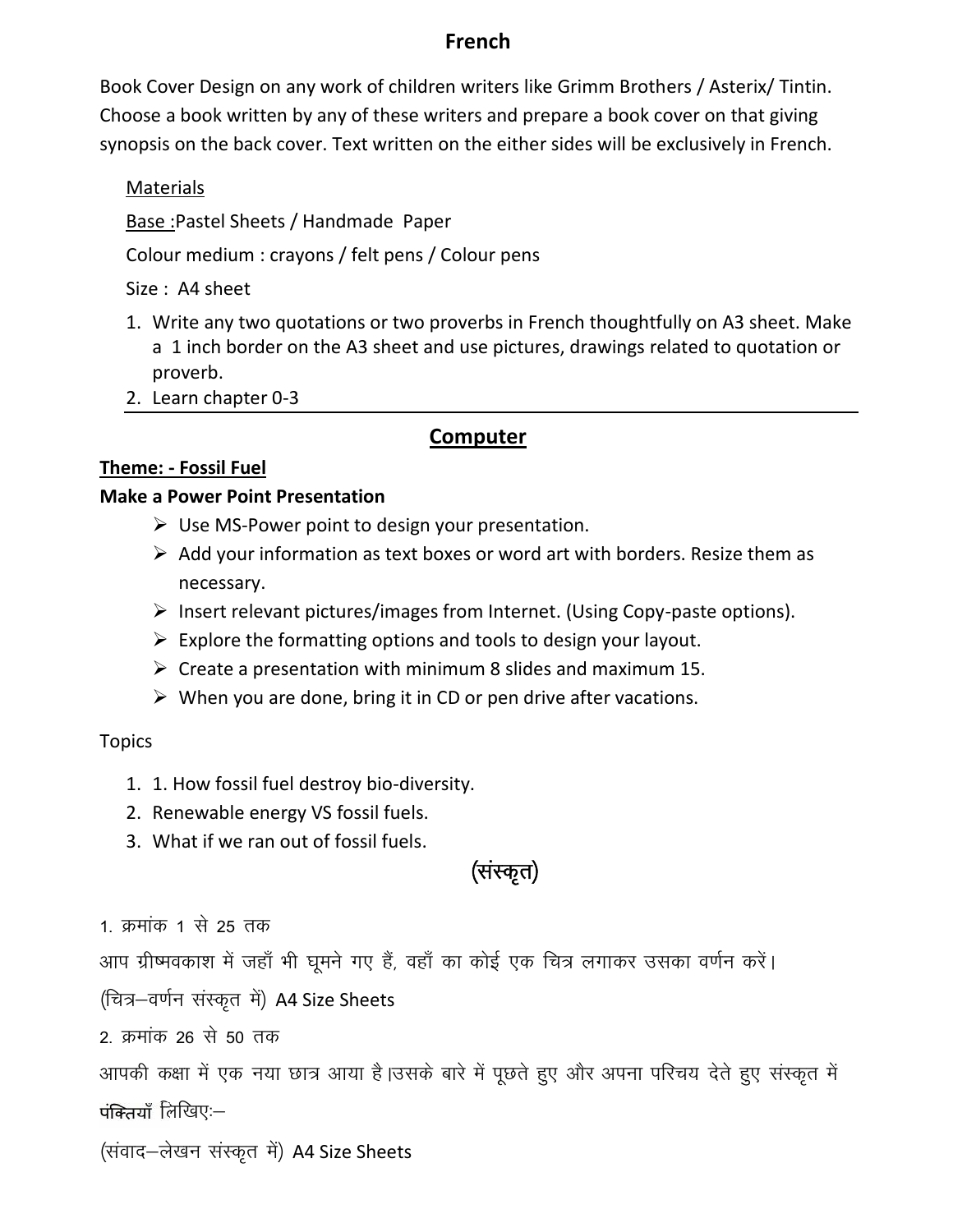## French

Book Cover Design on any work of children writers like Grimm Brothers / Asterix/ Tintin. Choose a book written by any of these writers and prepare a book cover on that giving synopsis on the back cover. Text written on the either sides will be exclusively in French.

Materials

Base :Pastel Sheets / Handmade Paper

Colour medium : crayons / felt pens / Colour pens

Size : A4 sheet

1. Write any two quotations or two proverbs in French thoughtfully on A3 sheet. Make a 1 inch border on the A3 sheet and use pictures, drawings related to quotation or proverb.
2. Learn chapter 0-3

---

## Computer

**Theme: - Fossil Fuel**

**Make a Power Point Presentation**

- Use MS-Power point to design your presentation.
- Add your information as text boxes or word art with borders. Resize them as necessary.
- Insert relevant pictures/images from Internet. (Using Copy-paste options).
- Explore the formatting options and tools to design your layout.
- Create a presentation with minimum 8 slides and maximum 15.
- When you are done, bring it in CD or pen drive after vacations.

Topics

1. 1. How fossil fuel destroy bio-diversity.
2. Renewable energy VS fossil fuels.
3. What if we ran out of fossil fuels.

## (संस्कृत)

1. क्रमांक 1 से 25 तक

आप ग्रीष्मवकाश में जहाँ भी घूमने गए हैं, वहाँ का कोई एक चित्र लगाकर उसका वर्णन करें।

(चित्र–वर्णन संस्कृत में) A4 Size Sheets

2. क्रमांक 26 से 50 तक

आपकी कक्षा में एक नया छात्र आया है।उसके बारे में पूछते हुए और अपना परिचय देते हुए संस्कृत में पंक्तियाँ लिखिएः–

(संवाद–लेखन संस्कृत में) A4 Size Sheets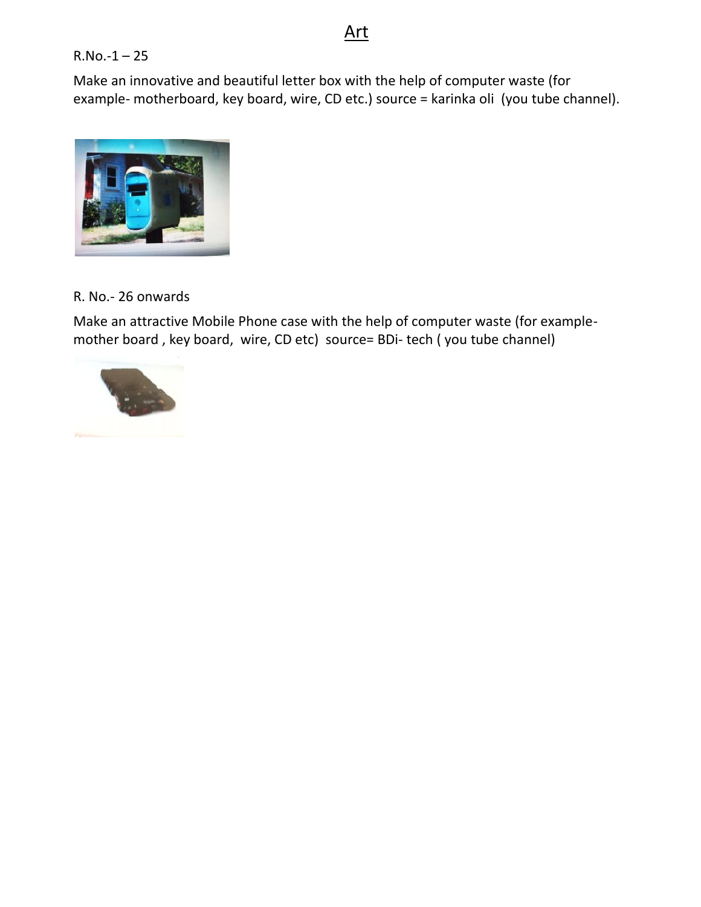# Art

R.No.-1 – 25

Make an innovative and beautiful letter box with the help of computer waste (for example- motherboard, key board, wire, CD etc.) source = karinka oli (you tube channel).

R. No.- 26 onwards

Make an attractive Mobile Phone case with the help of computer waste (for example- mother board , key board, wire, CD etc) source= BDi- tech ( you tube channel)